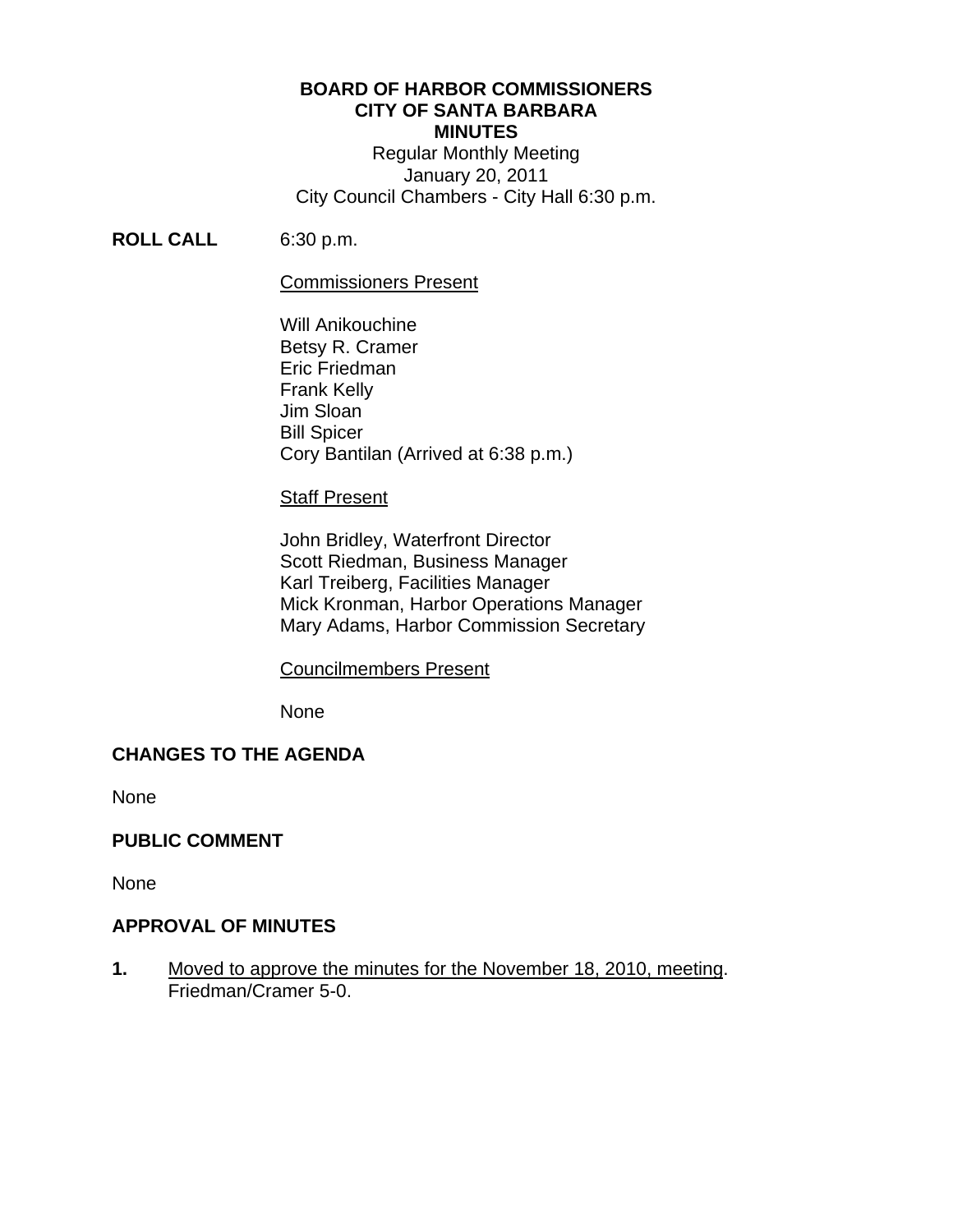# BOARD OF HARBOR COMMISSIONERS
# CITY OF SANTA BARBARA
# MINUTES

Regular Monthly Meeting
January 20, 2011
City Council Chambers - City Hall 6:30 p.m.

**ROLL CALL** 6:30 p.m.

Commissioners Present

Will Anikouchine
Betsy R. Cramer
Eric Friedman
Frank Kelly
Jim Sloan
Bill Spicer
Cory Bantilan (Arrived at 6:38 p.m.)

Staff Present

John Bridley, Waterfront Director
Scott Riedman, Business Manager
Karl Treiberg, Facilities Manager
Mick Kronman, Harbor Operations Manager
Mary Adams, Harbor Commission Secretary

Councilmembers Present

None

## CHANGES TO THE AGENDA

None

## PUBLIC COMMENT

None

## APPROVAL OF MINUTES

**1.** Moved to approve the minutes for the November 18, 2010, meeting.
Friedman/Cramer 5-0.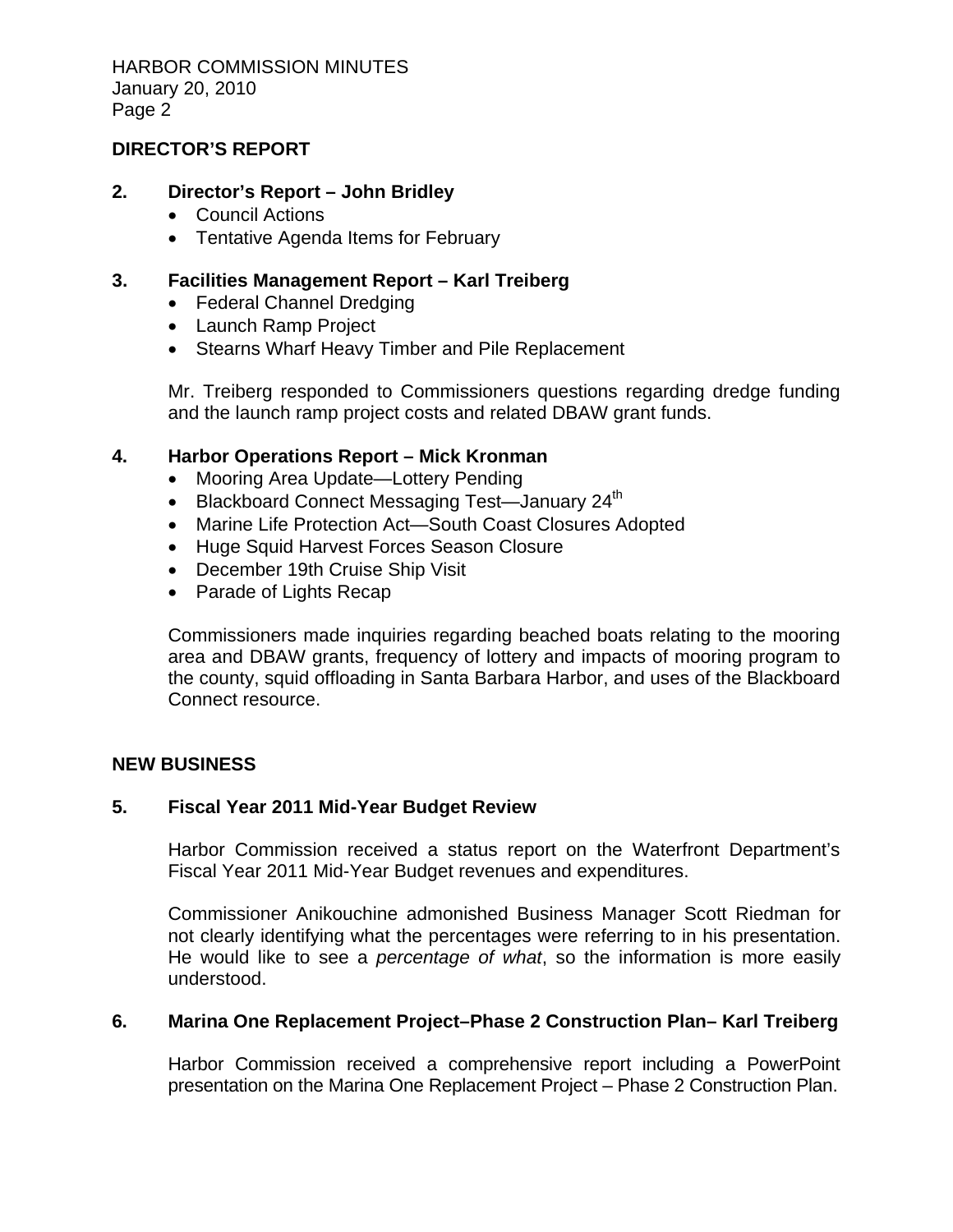## DIRECTOR'S REPORT

### 2. Director's Report – John Bridley

- Council Actions
- Tentative Agenda Items for February

### 3. Facilities Management Report – Karl Treiberg

- Federal Channel Dredging
- Launch Ramp Project
- Stearns Wharf Heavy Timber and Pile Replacement

Mr. Treiberg responded to Commissioners questions regarding dredge funding and the launch ramp project costs and related DBAW grant funds.

### 4. Harbor Operations Report – Mick Kronman

- Mooring Area Update—Lottery Pending
- Blackboard Connect Messaging Test—January 24th
- Marine Life Protection Act—South Coast Closures Adopted
- Huge Squid Harvest Forces Season Closure
- December 19th Cruise Ship Visit
- Parade of Lights Recap

Commissioners made inquiries regarding beached boats relating to the mooring area and DBAW grants, frequency of lottery and impacts of mooring program to the county, squid offloading in Santa Barbara Harbor, and uses of the Blackboard Connect resource.

## NEW BUSINESS

### 5. Fiscal Year 2011 Mid-Year Budget Review

Harbor Commission received a status report on the Waterfront Department's Fiscal Year 2011 Mid-Year Budget revenues and expenditures.

Commissioner Anikouchine admonished Business Manager Scott Riedman for not clearly identifying what the percentages were referring to in his presentation. He would like to see a *percentage of what*, so the information is more easily understood.

### 6. Marina One Replacement Project–Phase 2 Construction Plan– Karl Treiberg

Harbor Commission received a comprehensive report including a PowerPoint presentation on the Marina One Replacement Project – Phase 2 Construction Plan.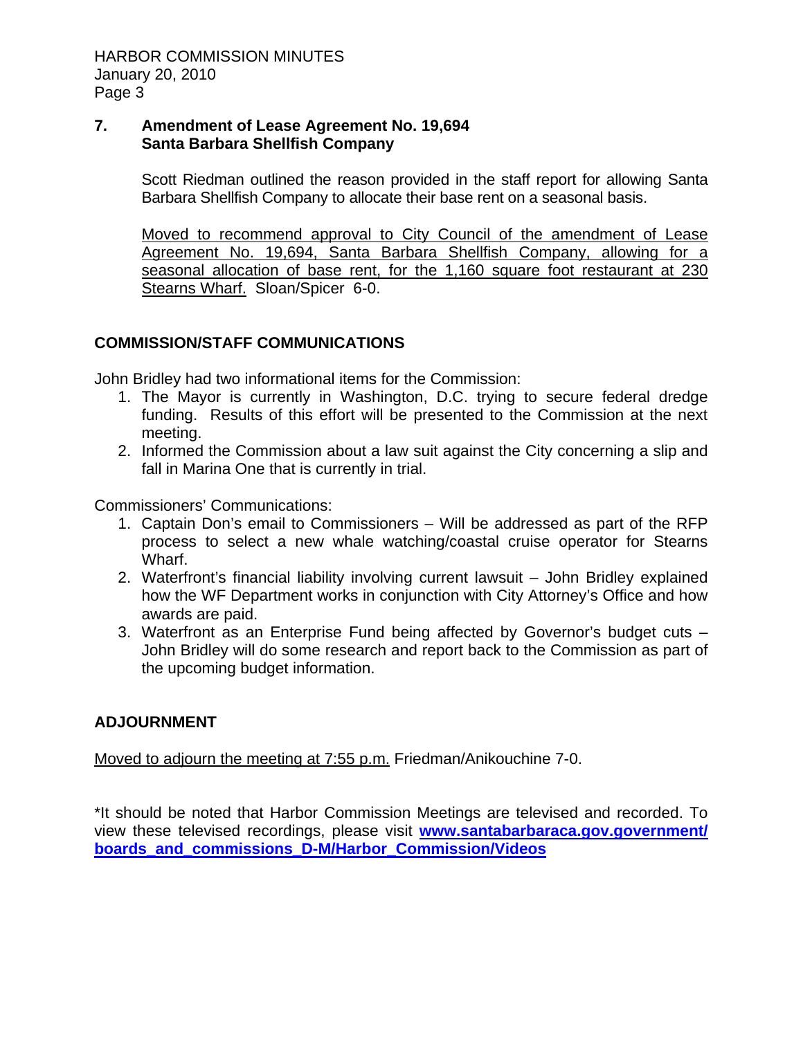**7. Amendment of Lease Agreement No. 19,694**
**Santa Barbara Shellfish Company**

Scott Riedman outlined the reason provided in the staff report for allowing Santa Barbara Shellfish Company to allocate their base rent on a seasonal basis.

<u>Moved to recommend approval to City Council of the amendment of Lease Agreement No. 19,694, Santa Barbara Shellfish Company, allowing for a seasonal allocation of base rent, for the 1,160 square foot restaurant at 230 Stearns Wharf.</u> Sloan/Spicer 6-0.

## COMMISSION/STAFF COMMUNICATIONS

John Bridley had two informational items for the Commission:

1. The Mayor is currently in Washington, D.C. trying to secure federal dredge funding. Results of this effort will be presented to the Commission at the next meeting.
2. Informed the Commission about a law suit against the City concerning a slip and fall in Marina One that is currently in trial.

Commissioners' Communications:

1. Captain Don's email to Commissioners – Will be addressed as part of the RFP process to select a new whale watching/coastal cruise operator for Stearns Wharf.
2. Waterfront's financial liability involving current lawsuit – John Bridley explained how the WF Department works in conjunction with City Attorney's Office and how awards are paid.
3. Waterfront as an Enterprise Fund being affected by Governor's budget cuts – John Bridley will do some research and report back to the Commission as part of the upcoming budget information.

## ADJOURNMENT

<u>Moved to adjourn the meeting at 7:55 p.m.</u> Friedman/Anikouchine 7-0.

*It should be noted that Harbor Commission Meetings are televised and recorded. To view these televised recordings, please visit **www.santabarbaraca.gov.government/boards_and_commissions_D-M/Harbor_Commission/Videos**